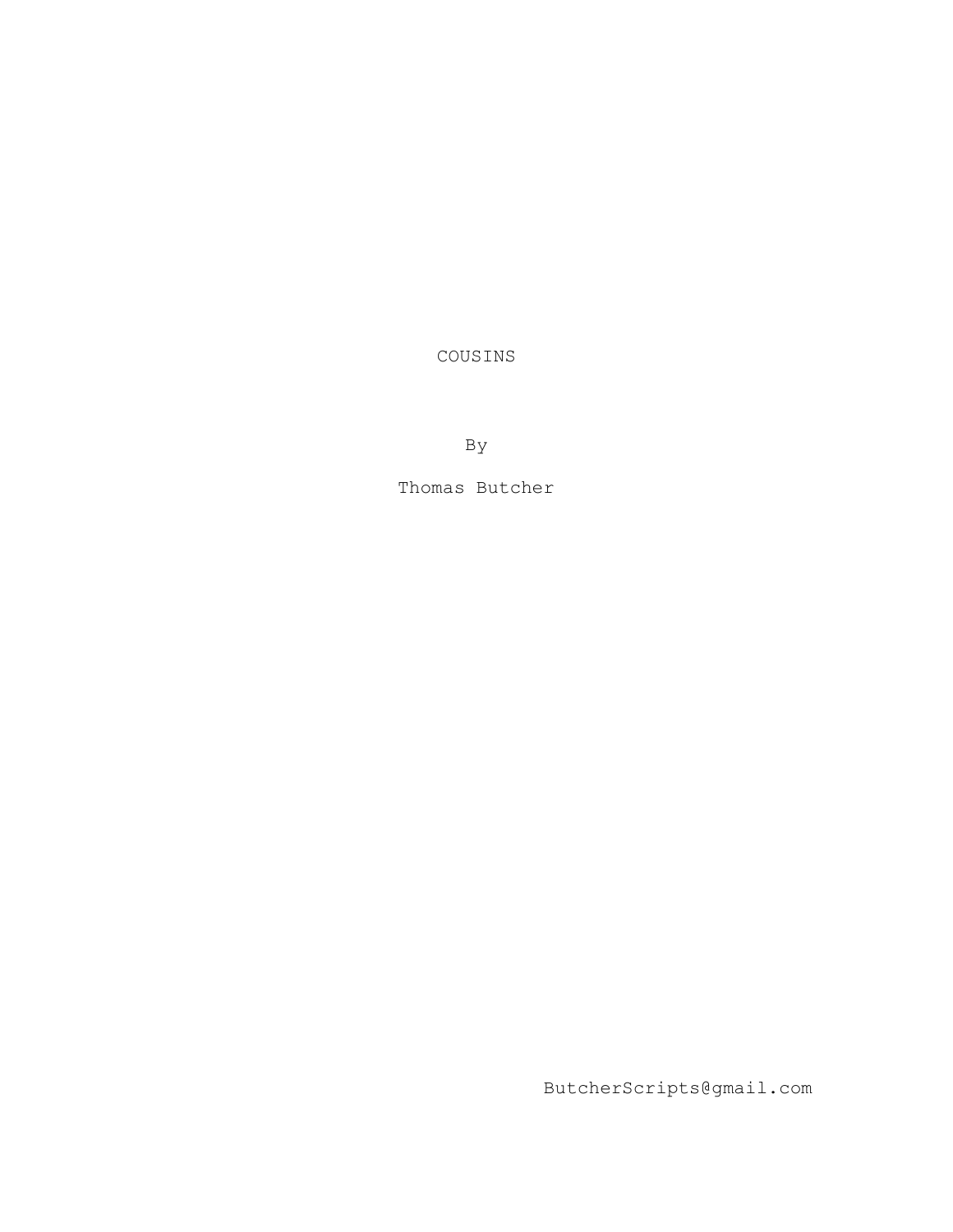# COUSINS

By

Thomas Butcher

ButcherScripts@gmail.com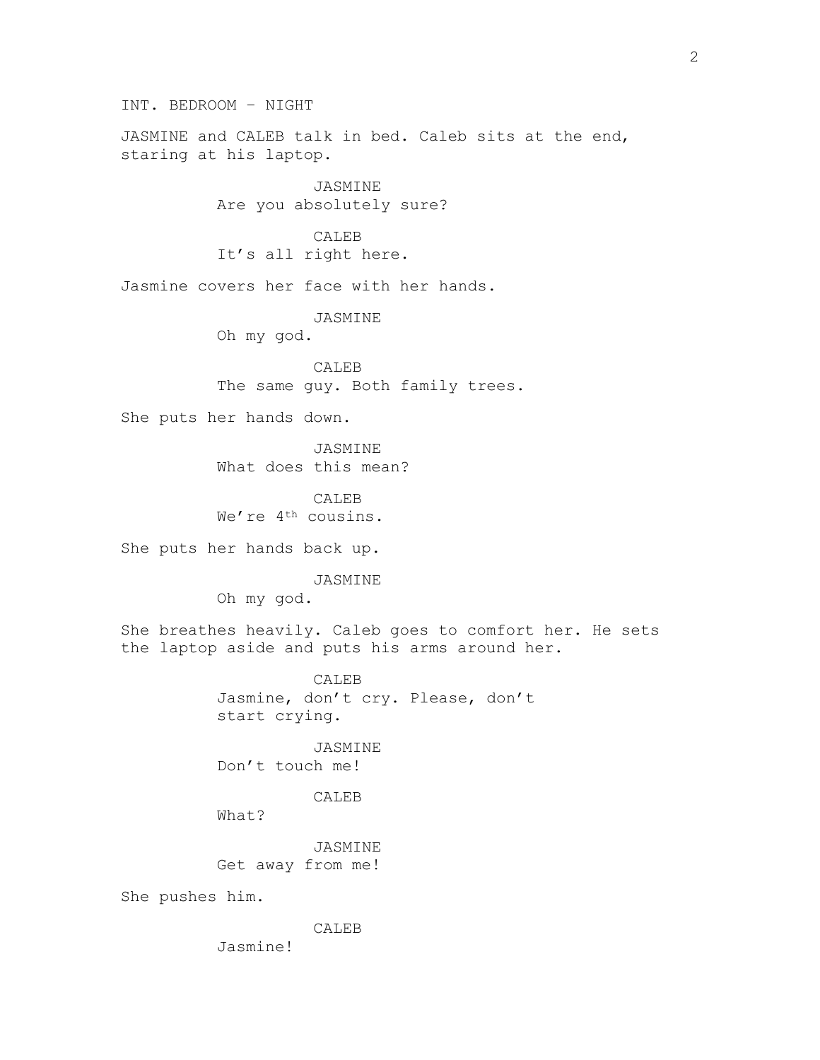INT. BEDROOM – NIGHT

JASMINE and CALEB talk in bed. Caleb sits at the end, staring at his laptop.

JASMINE
Are you absolutely sure?

CALEB
It's all right here.

Jasmine covers her face with her hands.

JASMINE
Oh my god.

CALEB
The same guy. Both family trees.

She puts her hands down.

JASMINE
What does this mean?

CALEB
We're 4th cousins.

She puts her hands back up.

JASMINE
Oh my god.

She breathes heavily. Caleb goes to comfort her. He sets the laptop aside and puts his arms around her.

CALEB
Jasmine, don't cry. Please, don't start crying.

JASMINE
Don't touch me!

CALEB
What?

JASMINE
Get away from me!

She pushes him.

CALEB
Jasmine!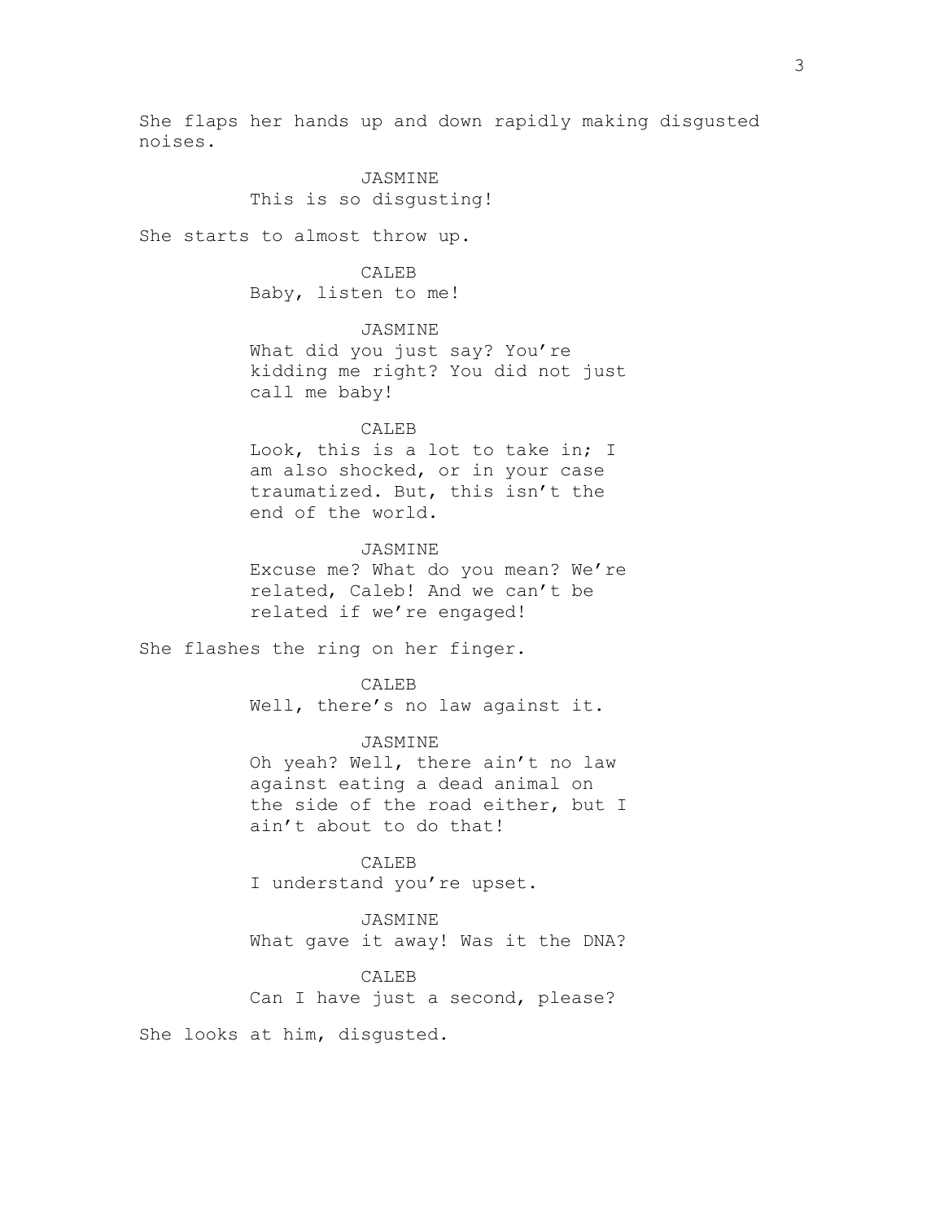She flaps her hands up and down rapidly making disgusted noises.

JASMINE
This is so disgusting!

She starts to almost throw up.

CALEB
Baby, listen to me!

JASMINE
What did you just say? You're kidding me right? You did not just call me baby!

CALEB
Look, this is a lot to take in; I am also shocked, or in your case traumatized. But, this isn't the end of the world.

JASMINE
Excuse me? What do you mean? We're related, Caleb! And we can't be related if we're engaged!

She flashes the ring on her finger.

CALEB
Well, there's no law against it.

JASMINE
Oh yeah? Well, there ain't no law against eating a dead animal on the side of the road either, but I ain't about to do that!

CALEB
I understand you're upset.

JASMINE
What gave it away! Was it the DNA?

CALEB
Can I have just a second, please?

She looks at him, disgusted.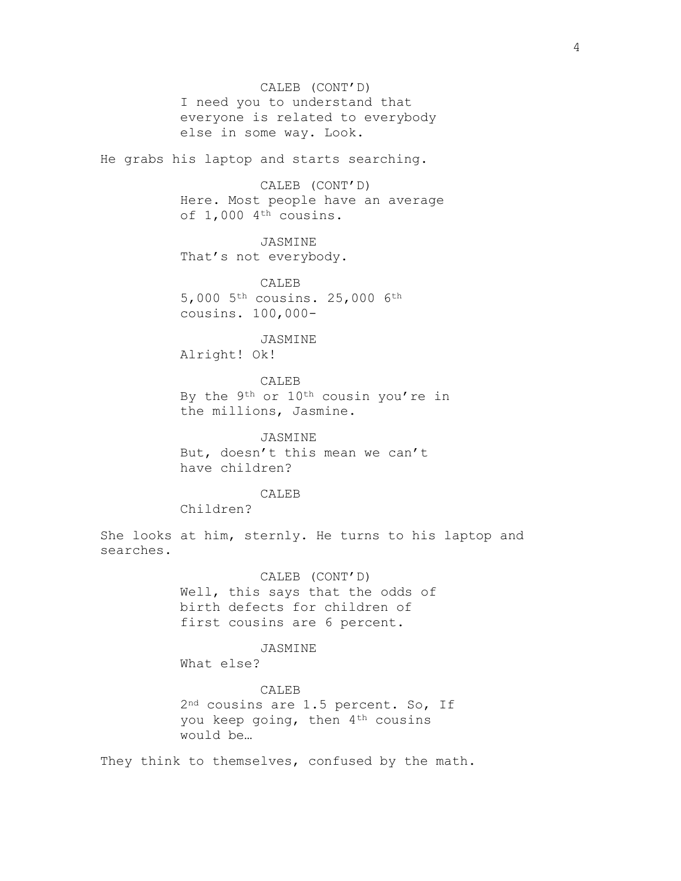CALEB (CONT'D)
I need you to understand that everyone is related to everybody else in some way. Look.

He grabs his laptop and starts searching.

CALEB (CONT'D)
Here. Most people have an average of 1,000 4th cousins.

JASMINE
That's not everybody.

CALEB
5,000 5th cousins. 25,000 6th cousins. 100,000-

JASMINE
Alright! Ok!

CALEB
By the 9th or 10th cousin you're in the millions, Jasmine.

JASMINE
But, doesn't this mean we can't have children?

CALEB
Children?

She looks at him, sternly. He turns to his laptop and searches.

CALEB (CONT'D)
Well, this says that the odds of birth defects for children of first cousins are 6 percent.

JASMINE
What else?

CALEB
2nd cousins are 1.5 percent. So, If you keep going, then 4th cousins would be…

They think to themselves, confused by the math.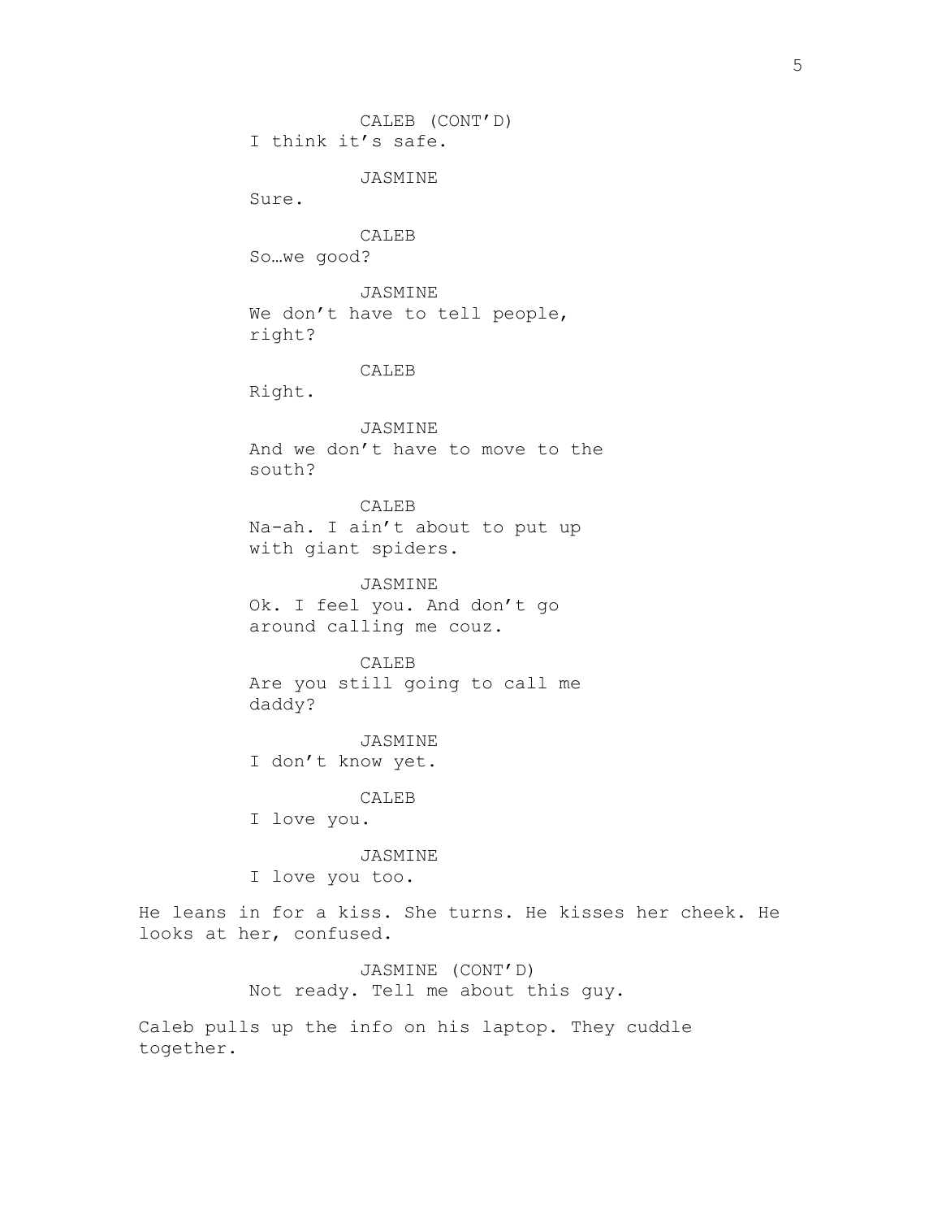CALEB (CONT'D)
I think it's safe.

JASMINE
Sure.

CALEB
So…we good?

JASMINE
We don't have to tell people, right?

CALEB
Right.

JASMINE
And we don't have to move to the south?

CALEB
Na-ah. I ain't about to put up with giant spiders.

JASMINE
Ok. I feel you. And don't go around calling me couz.

CALEB
Are you still going to call me daddy?

JASMINE
I don't know yet.

CALEB
I love you.

JASMINE
I love you too.

He leans in for a kiss. She turns. He kisses her cheek. He looks at her, confused.

JASMINE (CONT'D)
Not ready. Tell me about this guy.

Caleb pulls up the info on his laptop. They cuddle together.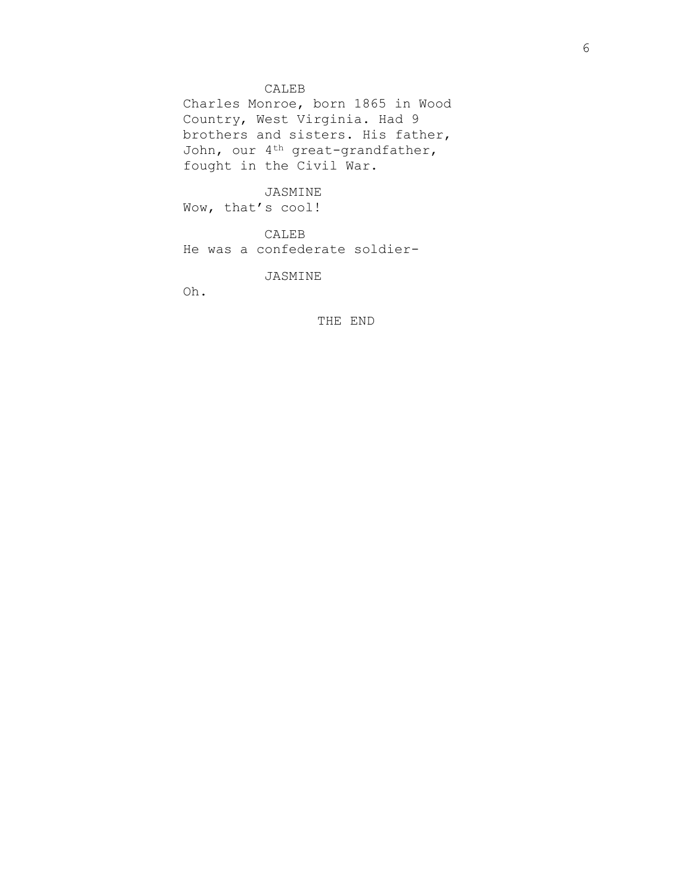CALEB

Charles Monroe, born 1865 in Wood Country, West Virginia. Had 9 brothers and sisters. His father, John, our 4th great-grandfather, fought in the Civil War.

JASMINE

Wow, that's cool!

CALEB

He was a confederate soldier-

JASMINE

Oh.

THE END